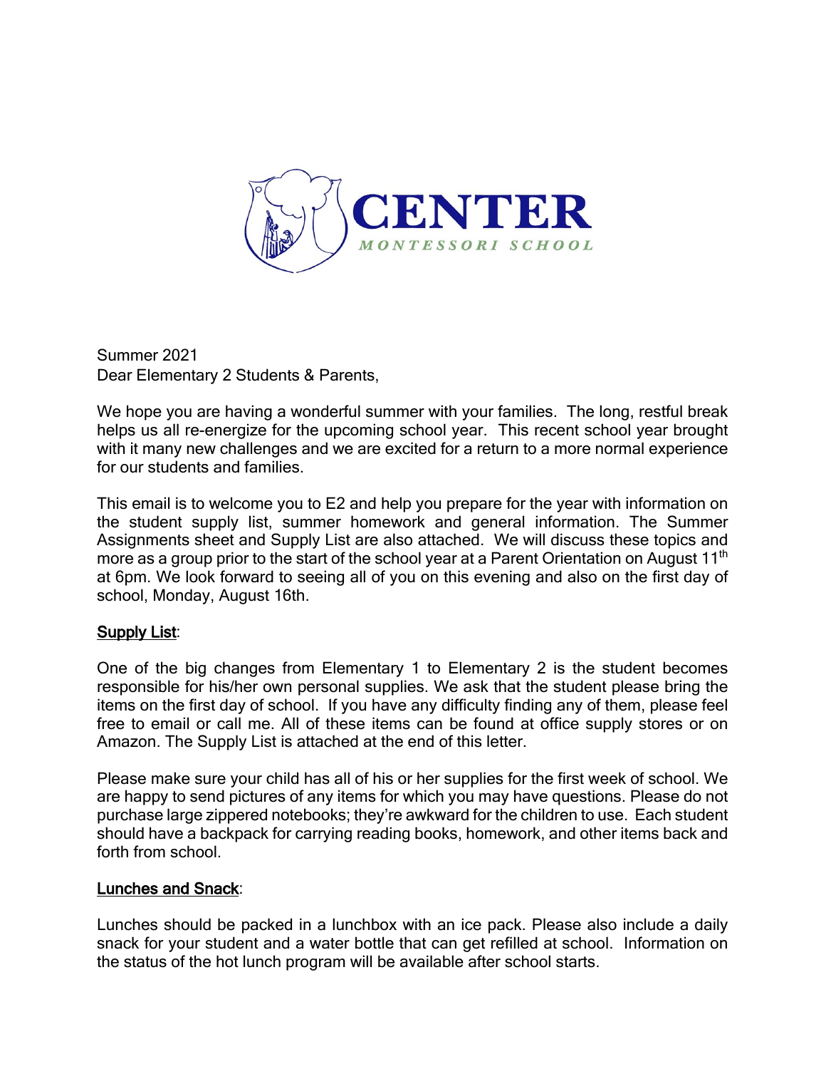**CENTER**
*MONTESSORI SCHOOL*

Summer 2021
Dear Elementary 2 Students & Parents,

We hope you are having a wonderful summer with your families. The long, restful break helps us all re-energize for the upcoming school year. This recent school year brought with it many new challenges and we are excited for a return to a more normal experience for our students and families.

This email is to welcome you to E2 and help you prepare for the year with information on the student supply list, summer homework and general information. The Summer Assignments sheet and Supply List are also attached. We will discuss these topics and more as a group prior to the start of the school year at a Parent Orientation on August 11th at 6pm. We look forward to seeing all of you on this evening and also on the first day of school, Monday, August 16th.

**Supply List**:

One of the big changes from Elementary 1 to Elementary 2 is the student becomes responsible for his/her own personal supplies. We ask that the student please bring the items on the first day of school. If you have any difficulty finding any of them, please feel free to email or call me. All of these items can be found at office supply stores or on Amazon. The Supply List is attached at the end of this letter.

Please make sure your child has all of his or her supplies for the first week of school. We are happy to send pictures of any items for which you may have questions. Please do not purchase large zippered notebooks; they're awkward for the children to use. Each student should have a backpack for carrying reading books, homework, and other items back and forth from school.

**Lunches and Snack**:

Lunches should be packed in a lunchbox with an ice pack. Please also include a daily snack for your student and a water bottle that can get refilled at school. Information on the status of the hot lunch program will be available after school starts.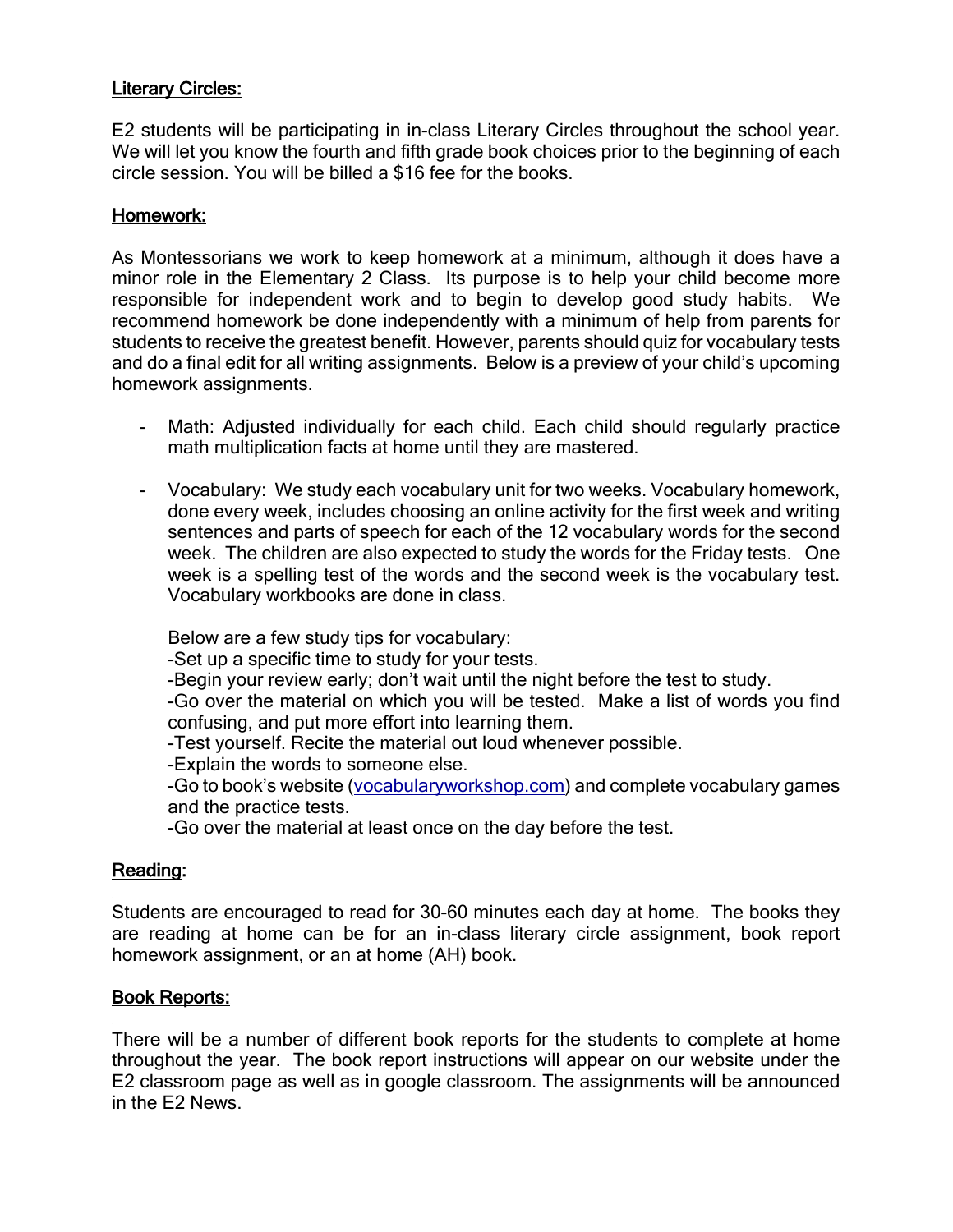**Literary Circles:**

E2 students will be participating in in-class Literary Circles throughout the school year. We will let you know the fourth and fifth grade book choices prior to the beginning of each circle session. You will be billed a $16 fee for the books.

**Homework:**

As Montessorians we work to keep homework at a minimum, although it does have a minor role in the Elementary 2 Class. Its purpose is to help your child become more responsible for independent work and to begin to develop good study habits. We recommend homework be done independently with a minimum of help from parents for students to receive the greatest benefit. However, parents should quiz for vocabulary tests and do a final edit for all writing assignments. Below is a preview of your child's upcoming homework assignments.

- Math: Adjusted individually for each child. Each child should regularly practice math multiplication facts at home until they are mastered.

- Vocabulary: We study each vocabulary unit for two weeks. Vocabulary homework, done every week, includes choosing an online activity for the first week and writing sentences and parts of speech for each of the 12 vocabulary words for the second week. The children are also expected to study the words for the Friday tests. One week is a spelling test of the words and the second week is the vocabulary test. Vocabulary workbooks are done in class.

  Below are a few study tips for vocabulary:
  -Set up a specific time to study for your tests.
  -Begin your review early; don't wait until the night before the test to study.
  -Go over the material on which you will be tested. Make a list of words you find confusing, and put more effort into learning them.
  -Test yourself. Recite the material out loud whenever possible.
  -Explain the words to someone else.
  -Go to book's website (vocabularyworkshop.com) and complete vocabulary games and the practice tests.
  -Go over the material at least once on the day before the test.

**Reading:**

Students are encouraged to read for 30-60 minutes each day at home. The books they are reading at home can be for an in-class literary circle assignment, book report homework assignment, or an at home (AH) book.

**Book Reports:**

There will be a number of different book reports for the students to complete at home throughout the year. The book report instructions will appear on our website under the E2 classroom page as well as in google classroom. The assignments will be announced in the E2 News.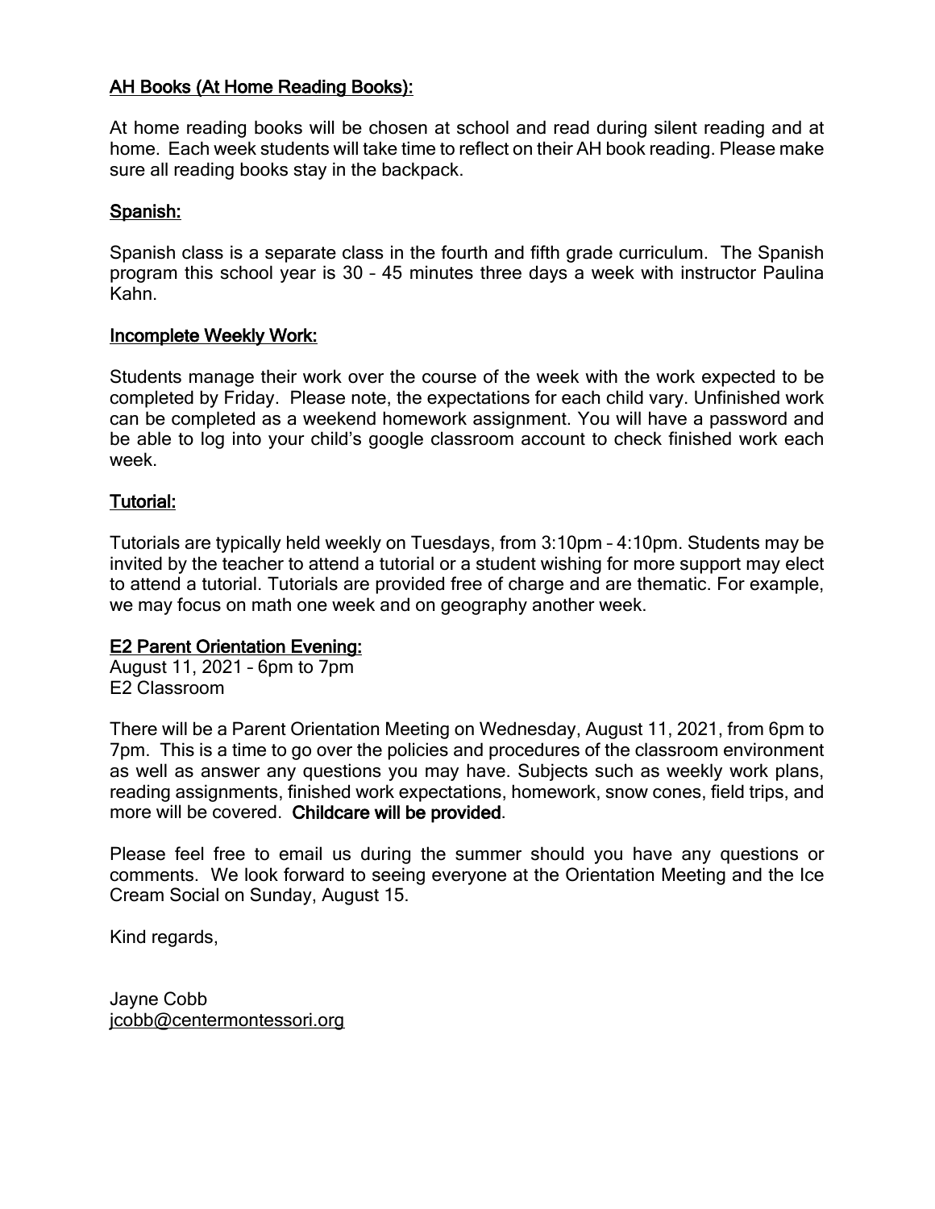## AH Books (At Home Reading Books):

At home reading books will be chosen at school and read during silent reading and at home. Each week students will take time to reflect on their AH book reading. Please make sure all reading books stay in the backpack.

## Spanish:

Spanish class is a separate class in the fourth and fifth grade curriculum. The Spanish program this school year is 30 – 45 minutes three days a week with instructor Paulina Kahn.

## Incomplete Weekly Work:

Students manage their work over the course of the week with the work expected to be completed by Friday. Please note, the expectations for each child vary. Unfinished work can be completed as a weekend homework assignment. You will have a password and be able to log into your child's google classroom account to check finished work each week.

## Tutorial:

Tutorials are typically held weekly on Tuesdays, from 3:10pm – 4:10pm. Students may be invited by the teacher to attend a tutorial or a student wishing for more support may elect to attend a tutorial. Tutorials are provided free of charge and are thematic. For example, we may focus on math one week and on geography another week.

## E2 Parent Orientation Evening:

August 11, 2021 – 6pm to 7pm
E2 Classroom

There will be a Parent Orientation Meeting on Wednesday, August 11, 2021, from 6pm to 7pm. This is a time to go over the policies and procedures of the classroom environment as well as answer any questions you may have. Subjects such as weekly work plans, reading assignments, finished work expectations, homework, snow cones, field trips, and more will be covered. **Childcare will be provided**.

Please feel free to email us during the summer should you have any questions or comments. We look forward to seeing everyone at the Orientation Meeting and the Ice Cream Social on Sunday, August 15.

Kind regards,

Jayne Cobb
jcobb@centermontessori.org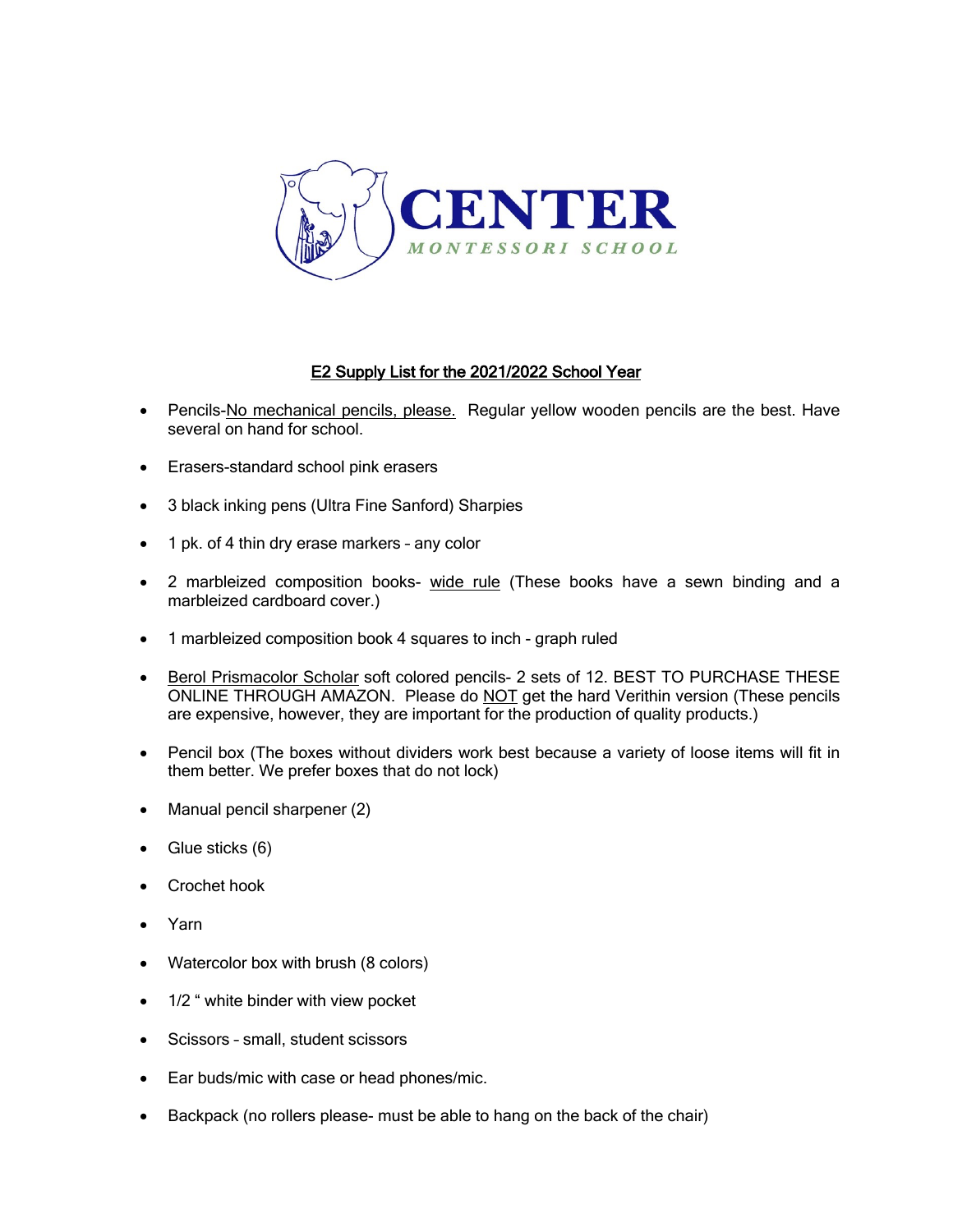CENTER

MONTESSORI SCHOOL

## E2 Supply List for the 2021/2022 School Year

- Pencils-No mechanical pencils, please. Regular yellow wooden pencils are the best. Have several on hand for school.
- Erasers-standard school pink erasers
- 3 black inking pens (Ultra Fine Sanford) Sharpies
- 1 pk. of 4 thin dry erase markers – any color
- 2 marbleized composition books- wide rule (These books have a sewn binding and a marbleized cardboard cover.)
- 1 marbleized composition book 4 squares to inch - graph ruled
- Berol Prismacolor Scholar soft colored pencils- 2 sets of 12. BEST TO PURCHASE THESE ONLINE THROUGH AMAZON. Please do NOT get the hard Verithin version (These pencils are expensive, however, they are important for the production of quality products.)
- Pencil box (The boxes without dividers work best because a variety of loose items will fit in them better. We prefer boxes that do not lock)
- Manual pencil sharpener (2)
- Glue sticks (6)
- Crochet hook
- Yarn
- Watercolor box with brush (8 colors)
- 1/2 " white binder with view pocket
- Scissors – small, student scissors
- Ear buds/mic with case or head phones/mic.
- Backpack (no rollers please- must be able to hang on the back of the chair)